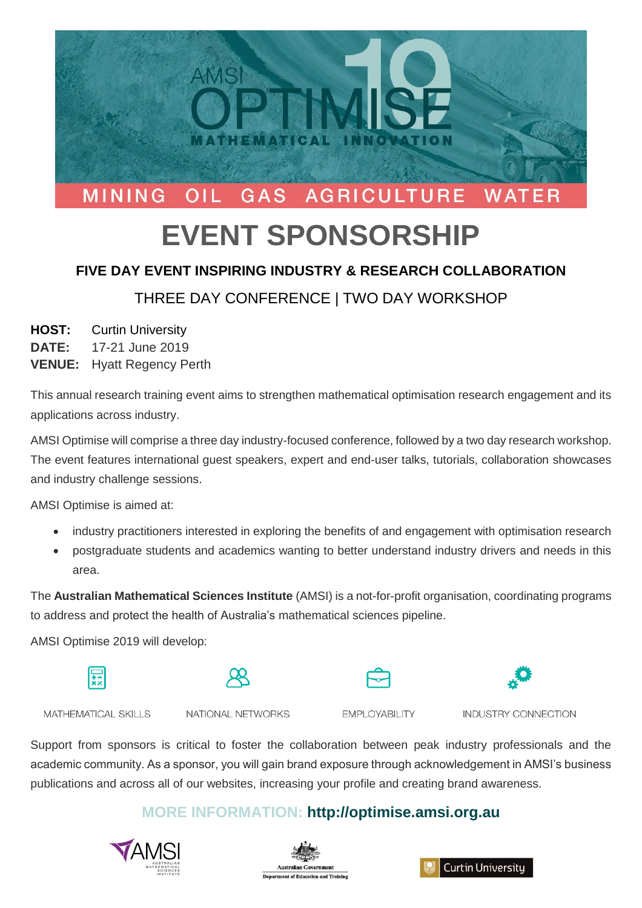AMSI OPTIMISE 19

MATHEMATICAL INNOVATION

MINING OIL GAS AGRICULTURE WATER

# EVENT SPONSORSHIP

### FIVE DAY EVENT INSPIRING INDUSTRY & RESEARCH COLLABORATION

THREE DAY CONFERENCE | TWO DAY WORKSHOP

**HOST:** Curtin University
**DATE:** 17-21 June 2019
**VENUE:** Hyatt Regency Perth

This annual research training event aims to strengthen mathematical optimisation research engagement and its applications across industry.

AMSI Optimise will comprise a three day industry-focused conference, followed by a two day research workshop. The event features international guest speakers, expert and end-user talks, tutorials, collaboration showcases and industry challenge sessions.

AMSI Optimise is aimed at:

- industry practitioners interested in exploring the benefits of and engagement with optimisation research
- postgraduate students and academics wanting to better understand industry drivers and needs in this area.

The **Australian Mathematical Sciences Institute** (AMSI) is a not-for-profit organisation, coordinating programs to address and protect the health of Australia's mathematical sciences pipeline.

AMSI Optimise 2019 will develop:

MATHEMATICAL SKILLS | NATIONAL NETWORKS | EMPLOYABILITY | INDUSTRY CONNECTION

Support from sponsors is critical to foster the collaboration between peak industry professionals and the academic community. As a sponsor, you will gain brand exposure through acknowledgement in AMSI's business publications and across all of our websites, increasing your profile and creating brand awareness.

**MORE INFORMATION: http://optimise.amsi.org.au**

AMSI Australian Mathematical Sciences Institute | Australian Government Department of Education and Training | Curtin University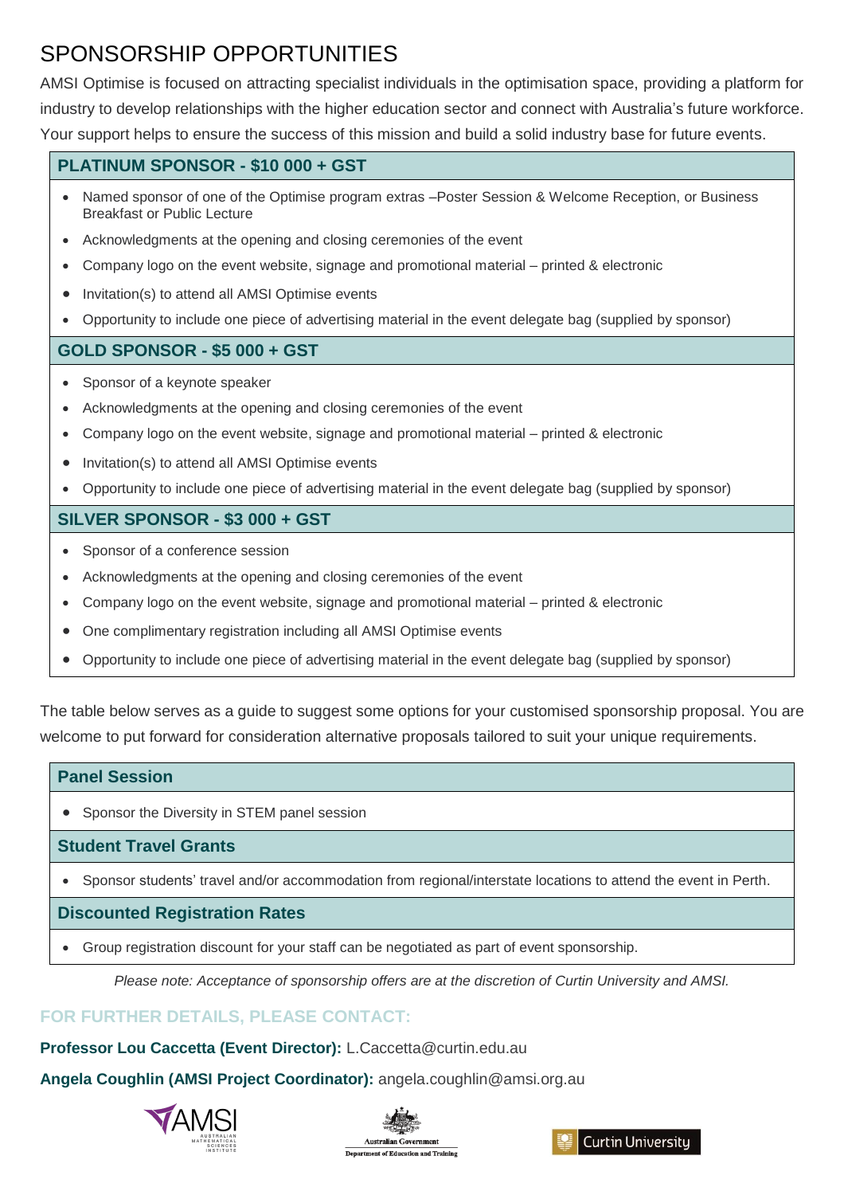# SPONSORSHIP OPPORTUNITIES

AMSI Optimise is focused on attracting specialist individuals in the optimisation space, providing a platform for industry to develop relationships with the higher education sector and connect with Australia's future workforce. Your support helps to ensure the success of this mission and build a solid industry base for future events.

## PLATINUM SPONSOR - $10 000 + GST

- Named sponsor of one of the Optimise program extras –Poster Session & Welcome Reception, or Business Breakfast or Public Lecture
- Acknowledgments at the opening and closing ceremonies of the event
- Company logo on the event website, signage and promotional material – printed & electronic
- Invitation(s) to attend all AMSI Optimise events
- Opportunity to include one piece of advertising material in the event delegate bag (supplied by sponsor)

## GOLD SPONSOR - $5 000 + GST

- Sponsor of a keynote speaker
- Acknowledgments at the opening and closing ceremonies of the event
- Company logo on the event website, signage and promotional material – printed & electronic
- Invitation(s) to attend all AMSI Optimise events
- Opportunity to include one piece of advertising material in the event delegate bag (supplied by sponsor)

## SILVER SPONSOR - $3 000 + GST

- Sponsor of a conference session
- Acknowledgments at the opening and closing ceremonies of the event
- Company logo on the event website, signage and promotional material – printed & electronic
- One complimentary registration including all AMSI Optimise events
- Opportunity to include one piece of advertising material in the event delegate bag (supplied by sponsor)

The table below serves as a guide to suggest some options for your customised sponsorship proposal. You are welcome to put forward for consideration alternative proposals tailored to suit your unique requirements.

## Panel Session

- Sponsor the Diversity in STEM panel session

## Student Travel Grants

- Sponsor students' travel and/or accommodation from regional/interstate locations to attend the event in Perth.

## Discounted Registration Rates

- Group registration discount for your staff can be negotiated as part of event sponsorship.

*Please note: Acceptance of sponsorship offers are at the discretion of Curtin University and AMSI.*

**FOR FURTHER DETAILS, PLEASE CONTACT:**

**Professor Lou Caccetta (Event Director):** L.Caccetta@curtin.edu.au

**Angela Coughlin (AMSI Project Coordinator):** angela.coughlin@amsi.org.au

AMSI Australian Mathematical Sciences Institute

Australian Government Department of Education and Training

Curtin University